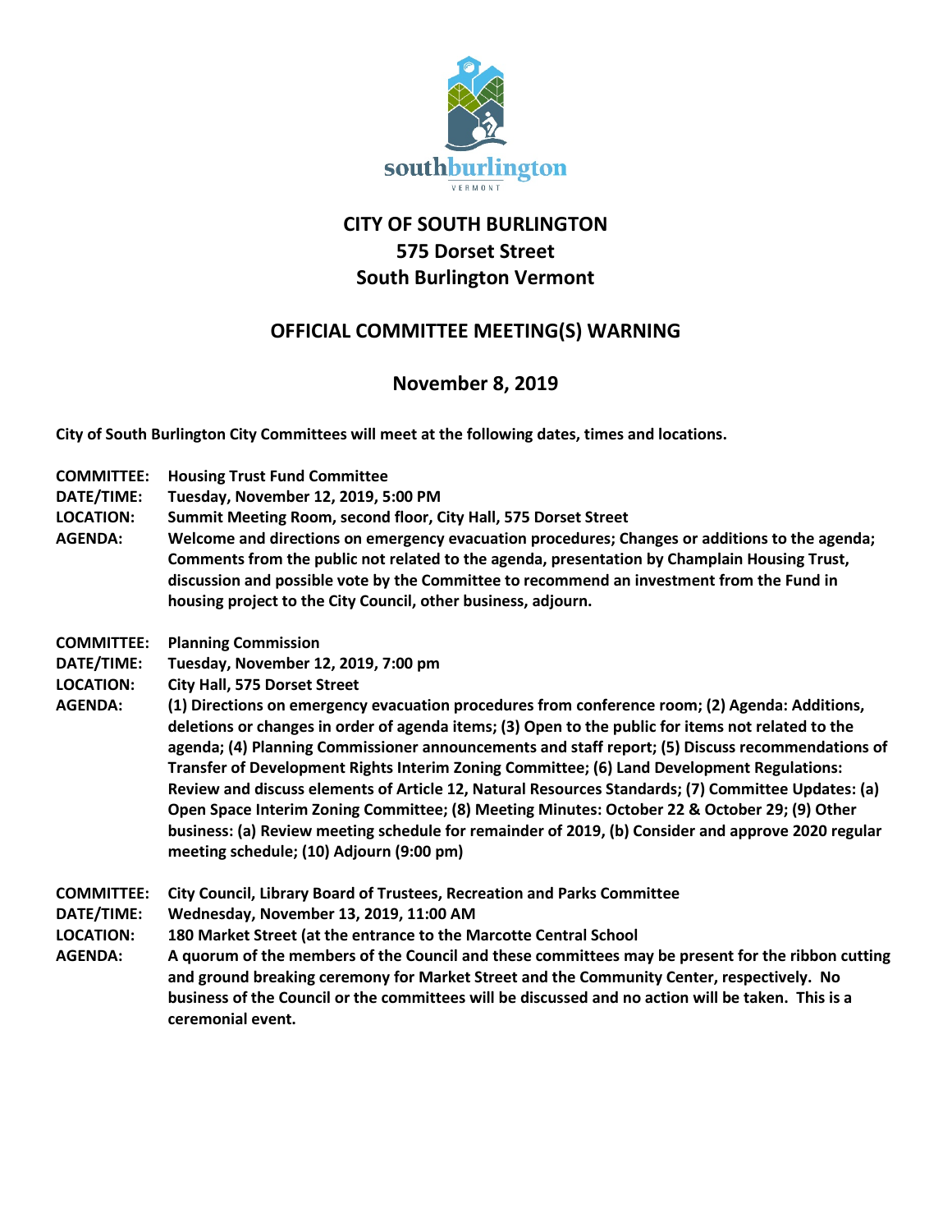southburlington
VERMONT

# CITY OF SOUTH BURLINGTON
## 575 Dorset Street
## South Burlington Vermont

## OFFICIAL COMMITTEE MEETING(S) WARNING

## November 8, 2019

**City of South Burlington City Committees will meet at the following dates, times and locations.**

**COMMITTEE:** **Housing Trust Fund Committee**
**DATE/TIME:** **Tuesday, November 12, 2019, 5:00 PM**
**LOCATION:** **Summit Meeting Room, second floor, City Hall, 575 Dorset Street**
**AGENDA:** **Welcome and directions on emergency evacuation procedures; Changes or additions to the agenda; Comments from the public not related to the agenda, presentation by Champlain Housing Trust, discussion and possible vote by the Committee to recommend an investment from the Fund in housing project to the City Council, other business, adjourn.**

**COMMITTEE:** **Planning Commission**
**DATE/TIME:** **Tuesday, November 12, 2019, 7:00 pm**
**LOCATION:** **City Hall, 575 Dorset Street**
**AGENDA:** **(1) Directions on emergency evacuation procedures from conference room; (2) Agenda: Additions, deletions or changes in order of agenda items; (3) Open to the public for items not related to the agenda; (4) Planning Commissioner announcements and staff report; (5) Discuss recommendations of Transfer of Development Rights Interim Zoning Committee; (6) Land Development Regulations: Review and discuss elements of Article 12, Natural Resources Standards; (7) Committee Updates: (a) Open Space Interim Zoning Committee; (8) Meeting Minutes: October 22 & October 29; (9) Other business: (a) Review meeting schedule for remainder of 2019, (b) Consider and approve 2020 regular meeting schedule; (10) Adjourn (9:00 pm)**

**COMMITTEE:** **City Council, Library Board of Trustees, Recreation and Parks Committee**
**DATE/TIME:** **Wednesday, November 13, 2019, 11:00 AM**
**LOCATION:** **180 Market Street (at the entrance to the Marcotte Central School**
**AGENDA:** **A quorum of the members of the Council and these committees may be present for the ribbon cutting and ground breaking ceremony for Market Street and the Community Center, respectively. No business of the Council or the committees will be discussed and no action will be taken. This is a ceremonial event.**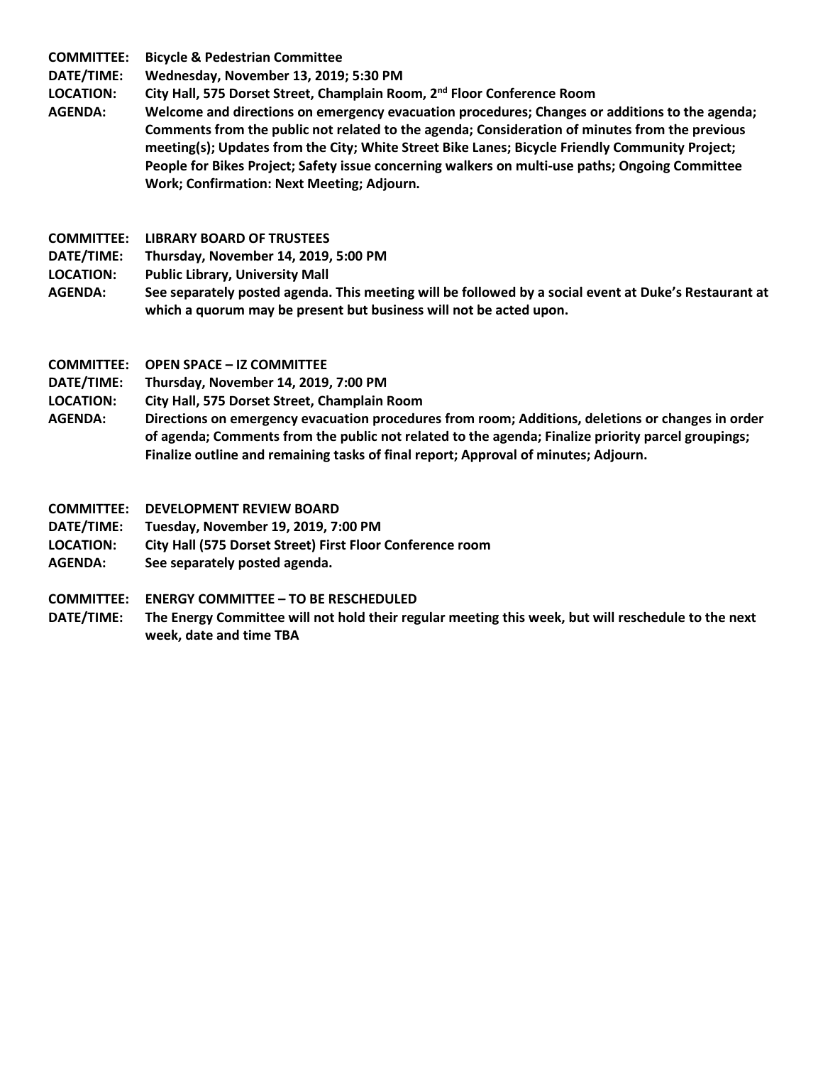**COMMITTEE:** **Bicycle & Pedestrian Committee**
**DATE/TIME:** **Wednesday, November 13, 2019; 5:30 PM**
**LOCATION:** **City Hall, 575 Dorset Street, Champlain Room, 2nd Floor Conference Room**
**AGENDA:** **Welcome and directions on emergency evacuation procedures; Changes or additions to the agenda; Comments from the public not related to the agenda; Consideration of minutes from the previous meeting(s); Updates from the City; White Street Bike Lanes; Bicycle Friendly Community Project; People for Bikes Project; Safety issue concerning walkers on multi-use paths; Ongoing Committee Work; Confirmation: Next Meeting; Adjourn.**

**COMMITTEE:** **LIBRARY BOARD OF TRUSTEES**
**DATE/TIME:** **Thursday, November 14, 2019, 5:00 PM**
**LOCATION:** **Public Library, University Mall**
**AGENDA:** **See separately posted agenda. This meeting will be followed by a social event at Duke's Restaurant at which a quorum may be present but business will not be acted upon.**

**COMMITTEE:** **OPEN SPACE – IZ COMMITTEE**
**DATE/TIME:** **Thursday, November 14, 2019, 7:00 PM**
**LOCATION:** **City Hall, 575 Dorset Street, Champlain Room**
**AGENDA:** **Directions on emergency evacuation procedures from room; Additions, deletions or changes in order of agenda; Comments from the public not related to the agenda; Finalize priority parcel groupings; Finalize outline and remaining tasks of final report; Approval of minutes; Adjourn.**

**COMMITTEE:** **DEVELOPMENT REVIEW BOARD**
**DATE/TIME:** **Tuesday, November 19, 2019, 7:00 PM**
**LOCATION:** **City Hall (575 Dorset Street) First Floor Conference room**
**AGENDA:** **See separately posted agenda.**

**COMMITTEE:** **ENERGY COMMITTEE – TO BE RESCHEDULED**
**DATE/TIME:** **The Energy Committee will not hold their regular meeting this week, but will reschedule to the next week, date and time TBA**